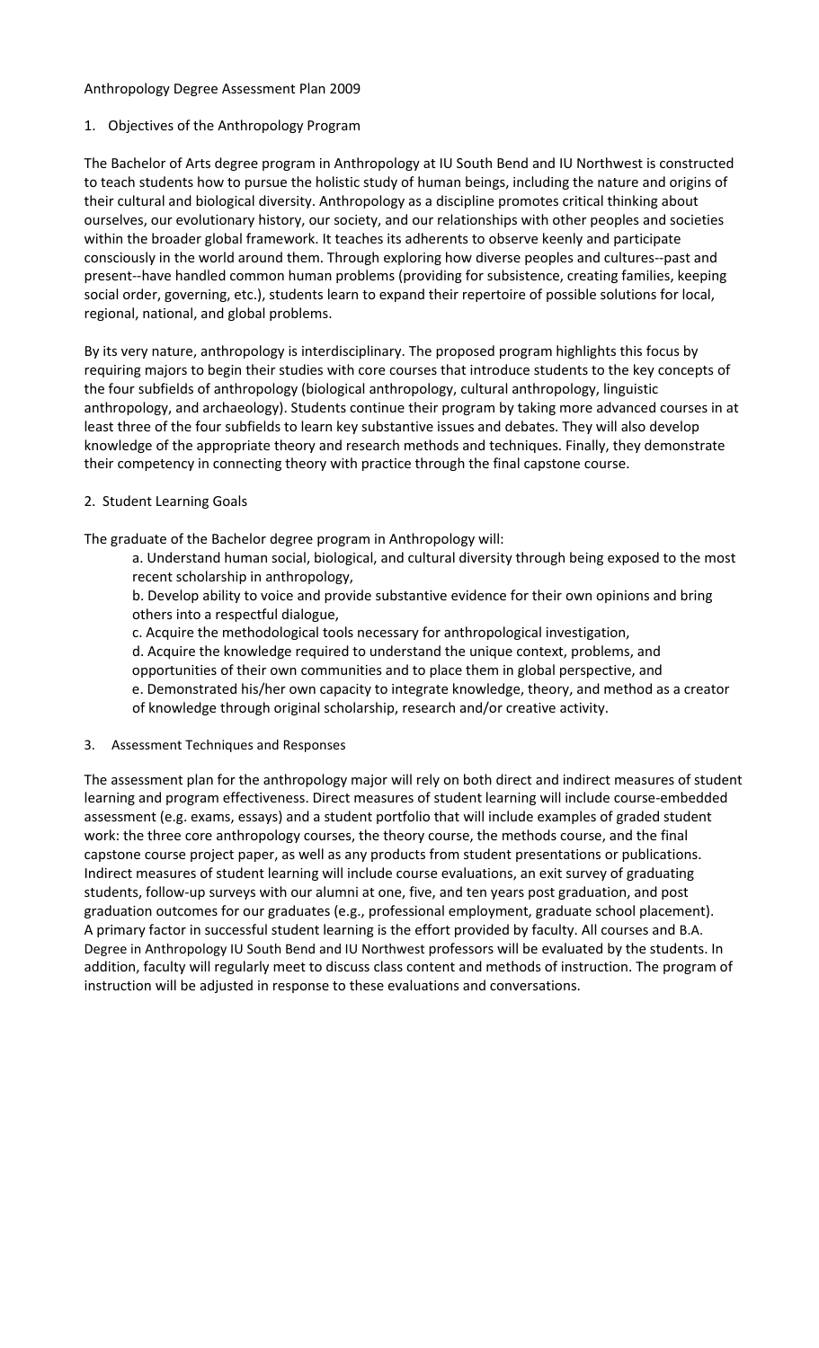# Anthropology Degree Assessment Plan 2009

## 1. Objectives of the Anthropology Program

The Bachelor of Arts degree program in Anthropology at IU South Bend and IU Northwest is constructed to teach students how to pursue the holistic study of human beings, including the nature and origins of their cultural and biological diversity. Anthropology as a discipline promotes critical thinking about ourselves, our evolutionary history, our society, and our relationships with other peoples and societies within the broader global framework. It teaches its adherents to observe keenly and participate consciously in the world around them. Through exploring how diverse peoples and cultures--past and present--have handled common human problems (providing for subsistence, creating families, keeping social order, governing, etc.), students learn to expand their repertoire of possible solutions for local, regional, national, and global problems.

By its very nature, anthropology is interdisciplinary. The proposed program highlights this focus by requiring majors to begin their studies with core courses that introduce students to the key concepts of the four subfields of anthropology (biological anthropology, cultural anthropology, linguistic anthropology, and archaeology). Students continue their program by taking more advanced courses in at least three of the four subfields to learn key substantive issues and debates. They will also develop knowledge of the appropriate theory and research methods and techniques. Finally, they demonstrate their competency in connecting theory with practice through the final capstone course.

## 2. Student Learning Goals

The graduate of the Bachelor degree program in Anthropology will:

a. Understand human social, biological, and cultural diversity through being exposed to the most recent scholarship in anthropology,

b. Develop ability to voice and provide substantive evidence for their own opinions and bring others into a respectful dialogue,

c. Acquire the methodological tools necessary for anthropological investigation,

d. Acquire the knowledge required to understand the unique context, problems, and opportunities of their own communities and to place them in global perspective, and

e. Demonstrated his/her own capacity to integrate knowledge, theory, and method as a creator of knowledge through original scholarship, research and/or creative activity.

## 3. Assessment Techniques and Responses

The assessment plan for the anthropology major will rely on both direct and indirect measures of student learning and program effectiveness. Direct measures of student learning will include course-embedded assessment (e.g. exams, essays) and a student portfolio that will include examples of graded student work: the three core anthropology courses, the theory course, the methods course, and the final capstone course project paper, as well as any products from student presentations or publications. Indirect measures of student learning will include course evaluations, an exit survey of graduating students, follow-up surveys with our alumni at one, five, and ten years post graduation, and post graduation outcomes for our graduates (e.g., professional employment, graduate school placement). A primary factor in successful student learning is the effort provided by faculty. All courses and B.A. Degree in Anthropology IU South Bend and IU Northwest professors will be evaluated by the students. In addition, faculty will regularly meet to discuss class content and methods of instruction. The program of instruction will be adjusted in response to these evaluations and conversations.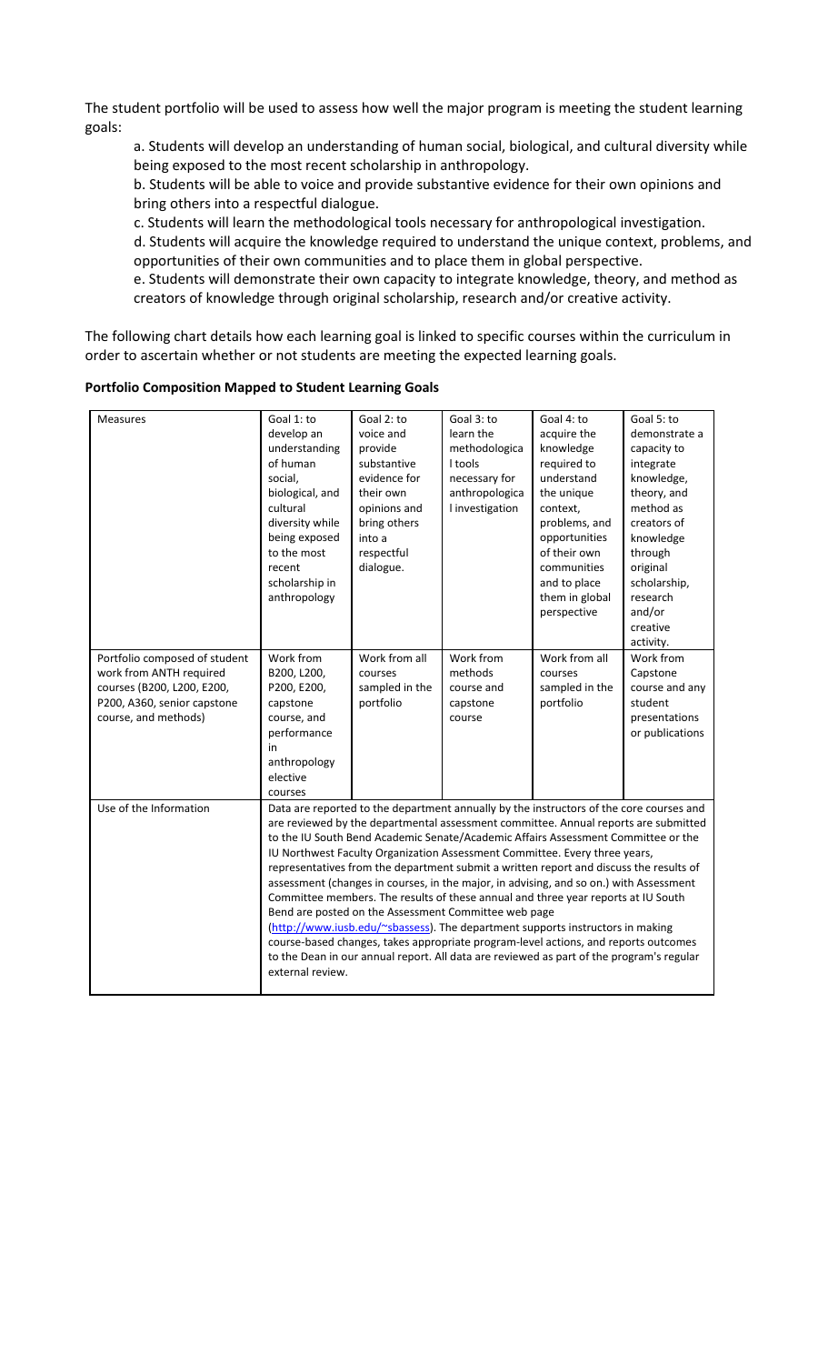The student portfolio will be used to assess how well the major program is meeting the student learning goals:

a. Students will develop an understanding of human social, biological, and cultural diversity while being exposed to the most recent scholarship in anthropology.

b. Students will be able to voice and provide substantive evidence for their own opinions and bring others into a respectful dialogue.

c. Students will learn the methodological tools necessary for anthropological investigation.

d. Students will acquire the knowledge required to understand the unique context, problems, and opportunities of their own communities and to place them in global perspective.

e. Students will demonstrate their own capacity to integrate knowledge, theory, and method as creators of knowledge through original scholarship, research and/or creative activity.

The following chart details how each learning goal is linked to specific courses within the curriculum in order to ascertain whether or not students are meeting the expected learning goals.

**Portfolio Composition Mapped to Student Learning Goals**

| Measures | Goal 1: to develop an understanding of human social, biological, and cultural diversity while being exposed to the most recent scholarship in anthropology | Goal 2: to voice and provide substantive evidence for their own opinions and bring others into a respectful dialogue. | Goal 3: to learn the methodological tools necessary for anthropological investigation | Goal 4: to acquire the knowledge required to understand the unique context, problems, and opportunities of their own communities and to place them in global perspective | Goal 5: to demonstrate a capacity to integrate knowledge, theory, and method as creators of knowledge through original scholarship, research and/or creative activity. |
|---|---|---|---|---|---|
| Portfolio composed of student work from ANTH required courses (B200, L200, E200, P200, A360, senior capstone course, and methods) | Work from B200, L200, P200, E200, capstone course, and performance in anthropology elective courses | Work from all courses sampled in the portfolio | Work from methods course and capstone course | Work from all courses sampled in the portfolio | Work from Capstone course and any student presentations or publications |
| Use of the Information | Data are reported to the department annually by the instructors of the core courses and are reviewed by the departmental assessment committee. Annual reports are submitted to the IU South Bend Academic Senate/Academic Affairs Assessment Committee or the IU Northwest Faculty Organization Assessment Committee. Every three years, representatives from the department submit a written report and discuss the results of assessment (changes in courses, in the major, in advising, and so on.) with Assessment Committee members. The results of these annual and three year reports at IU South Bend are posted on the Assessment Committee web page (http://www.iusb.edu/~sbassess). The department supports instructors in making course-based changes, takes appropriate program-level actions, and reports outcomes to the Dean in our annual report. All data are reviewed as part of the program's regular external review. | | | | |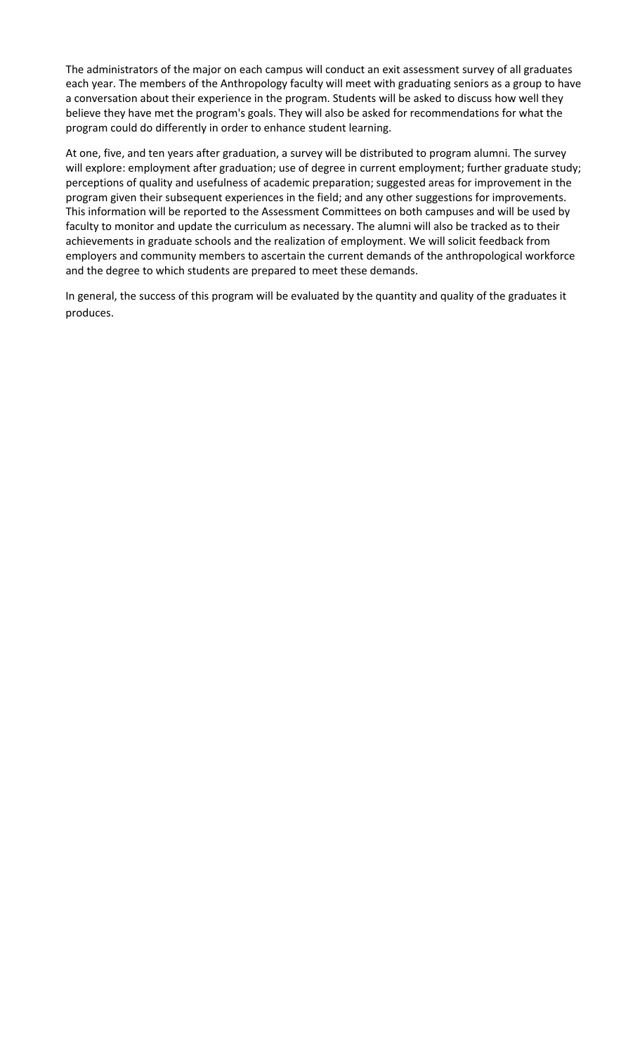The administrators of the major on each campus will conduct an exit assessment survey of all graduates each year. The members of the Anthropology faculty will meet with graduating seniors as a group to have a conversation about their experience in the program. Students will be asked to discuss how well they believe they have met the program's goals. They will also be asked for recommendations for what the program could do differently in order to enhance student learning.

At one, five, and ten years after graduation, a survey will be distributed to program alumni. The survey will explore: employment after graduation; use of degree in current employment; further graduate study; perceptions of quality and usefulness of academic preparation; suggested areas for improvement in the program given their subsequent experiences in the field; and any other suggestions for improvements. This information will be reported to the Assessment Committees on both campuses and will be used by faculty to monitor and update the curriculum as necessary. The alumni will also be tracked as to their achievements in graduate schools and the realization of employment. We will solicit feedback from employers and community members to ascertain the current demands of the anthropological workforce and the degree to which students are prepared to meet these demands.

In general, the success of this program will be evaluated by the quantity and quality of the graduates it produces.